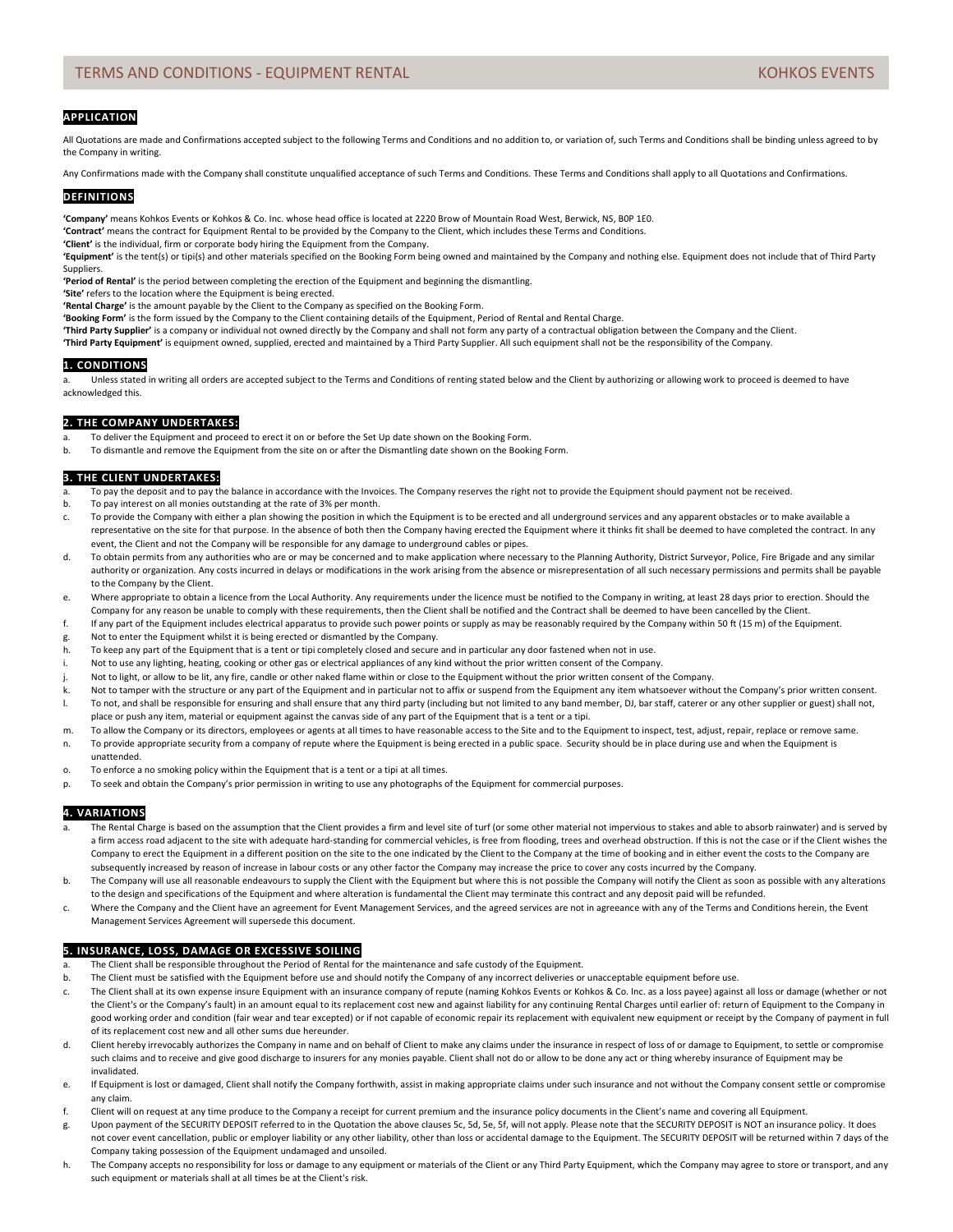# TERMS AND CONDITIONS - EQUIPMENT RENTAL

KOHKOS EVENTS

## APPLICATION

All Quotations are made and Confirmations accepted subject to the following Terms and Conditions and no addition to, or variation of, such Terms and Conditions shall be binding unless agreed to by the Company in writing.

Any Confirmations made with the Company shall constitute unqualified acceptance of such Terms and Conditions. These Terms and Conditions shall apply to all Quotations and Confirmations.

## DEFINITIONS

**'Company'** means Kohkos Events or Kohkos & Co. Inc. whose head office is located at 2220 Brow of Mountain Road West, Berwick, NS, B0P 1E0.

**'Contract'** means the contract for Equipment Rental to be provided by the Company to the Client, which includes these Terms and Conditions.

**'Client'** is the individual, firm or corporate body hiring the Equipment from the Company.

**'Equipment'** is the tent(s) or tipi(s) and other materials specified on the Booking Form being owned and maintained by the Company and nothing else. Equipment does not include that of Third Party Suppliers.

**'Period of Rental'** is the period between completing the erection of the Equipment and beginning the dismantling.

**'Site'** refers to the location where the Equipment is being erected.

**'Rental Charge'** is the amount payable by the Client to the Company as specified on the Booking Form.

**'Booking Form'** is the form issued by the Company to the Client containing details of the Equipment, Period of Rental and Rental Charge.

**'Third Party Supplier'** is a company or individual not owned directly by the Company and shall not form any party of a contractual obligation between the Company and the Client.

**'Third Party Equipment'** is equipment owned, supplied, erected and maintained by a Third Party Supplier. All such equipment shall not be the responsibility of the Company.

## 1. CONDITIONS

a. Unless stated in writing all orders are accepted subject to the Terms and Conditions of renting stated below and the Client by authorizing or allowing work to proceed is deemed to have acknowledged this.

## 2. THE COMPANY UNDERTAKES:

a. To deliver the Equipment and proceed to erect it on or before the Set Up date shown on the Booking Form.
b. To dismantle and remove the Equipment from the site on or after the Dismantling date shown on the Booking Form.

## 3. THE CLIENT UNDERTAKES:

a. To pay the deposit and to pay the balance in accordance with the Invoices. The Company reserves the right not to provide the Equipment should payment not be received.
b. To pay interest on all monies outstanding at the rate of 3% per month.
c. To provide the Company with either a plan showing the position in which the Equipment is to be erected and all underground services and any apparent obstacles or to make available a representative on the site for that purpose. In the absence of both then the Company having erected the Equipment where it thinks fit shall be deemed to have completed the contract. In any event, the Client and not the Company will be responsible for any damage to underground cables or pipes.
d. To obtain permits from any authorities who are or may be concerned and to make application where necessary to the Planning Authority, District Surveyor, Police, Fire Brigade and any similar authority or organization. Any costs incurred in delays or modifications in the work arising from the absence or misrepresentation of all such necessary permissions and permits shall be payable to the Company by the Client.
e. Where appropriate to obtain a licence from the Local Authority. Any requirements under the licence must be notified to the Company in writing, at least 28 days prior to erection. Should the Company for any reason be unable to comply with these requirements, then the Client shall be notified and the Contract shall be deemed to have been cancelled by the Client.
f. If any part of the Equipment includes electrical apparatus to provide such power points or supply as may be reasonably required by the Company within 50 ft (15 m) of the Equipment.
g. Not to enter the Equipment whilst it is being erected or dismantled by the Company.
h. To keep any part of the Equipment that is a tent or tipi completely closed and secure and in particular any door fastened when not in use.
i. Not to use any lighting, heating, cooking or other gas or electrical appliances of any kind without the prior written consent of the Company.
j. Not to light, or allow to be lit, any fire, candle or other naked flame within or close to the Equipment without the prior written consent of the Company.
k. Not to tamper with the structure or any part of the Equipment and in particular not to affix or suspend from the Equipment any item whatsoever without the Company's prior written consent.
l. To not, and shall be responsible for ensuring and shall ensure that any third party (including but not limited to any band member, DJ, bar staff, caterer or any other supplier or guest) shall not, place or push any item, material or equipment against the canvas side of any part of the Equipment that is a tent or a tipi.
m. To allow the Company or its directors, employees or agents at all times to have reasonable access to the Site and to the Equipment to inspect, test, adjust, repair, replace or remove same.
n. To provide appropriate security from a company of repute where the Equipment is being erected in a public space. Security should be in place during use and when the Equipment is unattended.
o. To enforce a no smoking policy within the Equipment that is a tent or a tipi at all times.
p. To seek and obtain the Company's prior permission in writing to use any photographs of the Equipment for commercial purposes.

## 4. VARIATIONS

a. The Rental Charge is based on the assumption that the Client provides a firm and level site of turf (or some other material not impervious to stakes and able to absorb rainwater) and is served by a firm access road adjacent to the site with adequate hard-standing for commercial vehicles, is free from flooding, trees and overhead obstruction. If this is not the case or if the Client wishes the Company to erect the Equipment in a different position on the site to the one indicated by the Client to the Company at the time of booking and in either event the costs to the Company are subsequently increased by reason of increase in labour costs or any other factor the Company may increase the price to cover any costs incurred by the Company.
b. The Company will use all reasonable endeavours to supply the Client with the Equipment but where this is not possible the Company will notify the Client as soon as possible with any alterations to the design and specifications of the Equipment and where alteration is fundamental the Client may terminate this contract and any deposit paid will be refunded.
c. Where the Company and the Client have an agreement for Event Management Services, and the agreed services are not in agreeance with any of the Terms and Conditions herein, the Event Management Services Agreement will supersede this document.

## 5. INSURANCE, LOSS, DAMAGE OR EXCESSIVE SOILING

a. The Client shall be responsible throughout the Period of Rental for the maintenance and safe custody of the Equipment.
b. The Client must be satisfied with the Equipment before use and should notify the Company of any incorrect deliveries or unacceptable equipment before use.
c. The Client shall at its own expense insure Equipment with an insurance company of repute (naming Kohkos Events or Kohkos & Co. Inc. as a loss payee) against all loss or damage (whether or not the Client's or the Company's fault) in an amount equal to its replacement cost new and against liability for any continuing Rental Charges until earlier of: return of Equipment to the Company in good working order and condition (fair wear and tear excepted) or if not capable of economic repair its replacement with equivalent new equipment or receipt by the Company of payment in full of its replacement cost new and all other sums due hereunder.
d. Client hereby irrevocably authorizes the Company in name and on behalf of Client to make any claims under the insurance in respect of loss of or damage to Equipment, to settle or compromise such claims and to receive and give good discharge to insurers for any monies payable. Client shall not do or allow to be done any act or thing whereby insurance of Equipment may be invalidated.
e. If Equipment is lost or damaged, Client shall notify the Company forthwith, assist in making appropriate claims under such insurance and not without the Company consent settle or compromise any claim.
f. Client will on request at any time produce to the Company a receipt for current premium and the insurance policy documents in the Client's name and covering all Equipment.
g. Upon payment of the SECURITY DEPOSIT referred to in the Quotation the above clauses 5c, 5d, 5e, 5f, will not apply. Please note that the SECURITY DEPOSIT is NOT an insurance policy. It does not cover event cancellation, public or employer liability or any other liability, other than loss or accidental damage to the Equipment. The SECURITY DEPOSIT will be returned within 7 days of the Company taking possession of the Equipment undamaged and unsoiled.
h. The Company accepts no responsibility for loss or damage to any equipment or materials of the Client or any Third Party Equipment, which the Company may agree to store or transport, and any such equipment or materials shall at all times be at the Client's risk.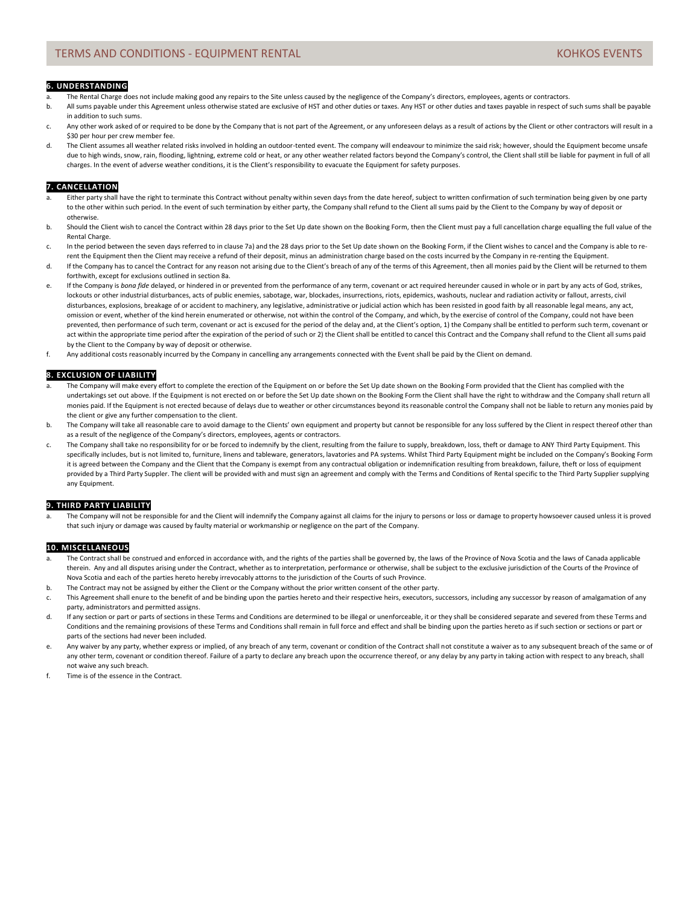## 6. UNDERSTANDING

a. The Rental Charge does not include making good any repairs to the Site unless caused by the negligence of the Company's directors, employees, agents or contractors.

b. All sums payable under this Agreement unless otherwise stated are exclusive of HST and other duties or taxes. Any HST or other duties and taxes payable in respect of such sums shall be payable in addition to such sums.

c. Any other work asked of or required to be done by the Company that is not part of the Agreement, or any unforeseen delays as a result of actions by the Client or other contractors will result in a $30 per hour per crew member fee.

d. The Client assumes all weather related risks involved in holding an outdoor-tented event. The company will endeavour to minimize the said risk; however, should the Equipment become unsafe due to high winds, snow, rain, flooding, lightning, extreme cold or heat, or any other weather related factors beyond the Company's control, the Client shall still be liable for payment in full of all charges. In the event of adverse weather conditions, it is the Client's responsibility to evacuate the Equipment for safety purposes.

## 7. CANCELLATION

a. Either party shall have the right to terminate this Contract without penalty within seven days from the date hereof, subject to written confirmation of such termination being given by one party to the other within such period. In the event of such termination by either party, the Company shall refund to the Client all sums paid by the Client to the Company by way of deposit or otherwise.

b. Should the Client wish to cancel the Contract within 28 days prior to the Set Up date shown on the Booking Form, then the Client must pay a full cancellation charge equalling the full value of the Rental Charge.

c. In the period between the seven days referred to in clause 7a) and the 28 days prior to the Set Up date shown on the Booking Form, if the Client wishes to cancel and the Company is able to re-rent the Equipment then the Client may receive a refund of their deposit, minus an administration charge based on the costs incurred by the Company in re-renting the Equipment.

d. If the Company has to cancel the Contract for any reason not arising due to the Client's breach of any of the terms of this Agreement, then all monies paid by the Client will be returned to them forthwith, except for exclusions outlined in section 8a.

e. If the Company is *bona fide* delayed, or hindered in or prevented from the performance of any term, covenant or act required hereunder caused in whole or in part by any acts of God, strikes, lockouts or other industrial disturbances, acts of public enemies, sabotage, war, blockades, insurrections, riots, epidemics, washouts, nuclear and radiation activity or fallout, arrests, civil disturbances, explosions, breakage of or accident to machinery, any legislative, administrative or judicial action which has been resisted in good faith by all reasonable legal means, any act, omission or event, whether of the kind herein enumerated or otherwise, not within the control of the Company, and which, by the exercise of control of the Company, could not have been prevented, then performance of such term, covenant or act is excused for the period of the delay and, at the Client's option, 1) the Company shall be entitled to perform such term, covenant or act within the appropriate time period after the expiration of the period of such or 2) the Client shall be entitled to cancel this Contract and the Company shall refund to the Client all sums paid by the Client to the Company by way of deposit or otherwise.

f. Any additional costs reasonably incurred by the Company in cancelling any arrangements connected with the Event shall be paid by the Client on demand.

## 8. EXCLUSION OF LIABILITY

a. The Company will make every effort to complete the erection of the Equipment on or before the Set Up date shown on the Booking Form provided that the Client has complied with the undertakings set out above. If the Equipment is not erected on or before the Set Up date shown on the Booking Form the Client shall have the right to withdraw and the Company shall return all monies paid. If the Equipment is not erected because of delays due to weather or other circumstances beyond its reasonable control the Company shall not be liable to return any monies paid by the client or give any further compensation to the client.

b. The Company will take all reasonable care to avoid damage to the Clients' own equipment and property but cannot be responsible for any loss suffered by the Client in respect thereof other than as a result of the negligence of the Company's directors, employees, agents or contractors.

c. The Company shall take no responsibility for or be forced to indemnify by the client, resulting from the failure to supply, breakdown, loss, theft or damage to ANY Third Party Equipment. This specifically includes, but is not limited to, furniture, linens and tableware, generators, lavatories and PA systems. Whilst Third Party Equipment might be included on the Company's Booking Form it is agreed between the Company and the Client that the Company is exempt from any contractual obligation or indemnification resulting from breakdown, failure, theft or loss of equipment provided by a Third Party Suppler. The client will be provided with and must sign an agreement and comply with the Terms and Conditions of Rental specific to the Third Party Supplier supplying any Equipment.

## 9. THIRD PARTY LIABILITY

a. The Company will not be responsible for and the Client will indemnify the Company against all claims for the injury to persons or loss or damage to property howsoever caused unless it is proved that such injury or damage was caused by faulty material or workmanship or negligence on the part of the Company.

## 10. MISCELLANEOUS

a. The Contract shall be construed and enforced in accordance with, and the rights of the parties shall be governed by, the laws of the Province of Nova Scotia and the laws of Canada applicable therein. Any and all disputes arising under the Contract, whether as to interpretation, performance or otherwise, shall be subject to the exclusive jurisdiction of the Courts of the Province of Nova Scotia and each of the parties hereto hereby irrevocably attorns to the jurisdiction of the Courts of such Province.

b. The Contract may not be assigned by either the Client or the Company without the prior written consent of the other party.

c. This Agreement shall enure to the benefit of and be binding upon the parties hereto and their respective heirs, executors, successors, including any successor by reason of amalgamation of any party, administrators and permitted assigns.

d. If any section or part or parts of sections in these Terms and Conditions are determined to be illegal or unenforceable, it or they shall be considered separate and severed from these Terms and Conditions and the remaining provisions of these Terms and Conditions shall remain in full force and effect and shall be binding upon the parties hereto as if such section or sections or part or parts of the sections had never been included.

e. Any waiver by any party, whether express or implied, of any breach of any term, covenant or condition of the Contract shall not constitute a waiver as to any subsequent breach of the same or of any other term, covenant or condition thereof. Failure of a party to declare any breach upon the occurrence thereof, or any delay by any party in taking action with respect to any breach, shall not waive any such breach.

f. Time is of the essence in the Contract.